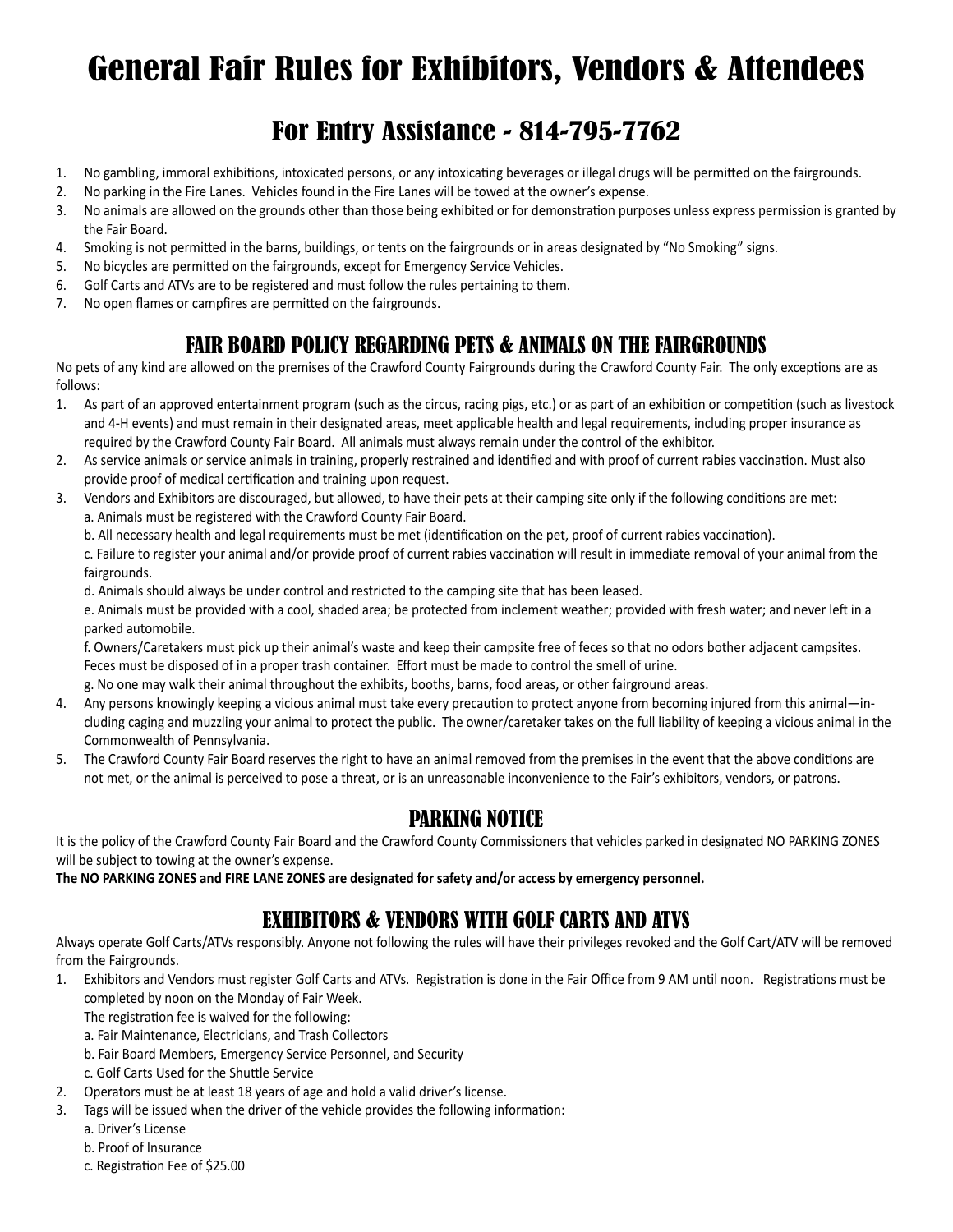# General Fair Rules for Exhibitors, Vendors & Attendees

## For Entry Assistance - 814-795-7762

1. No gambling, immoral exhibitions, intoxicated persons, or any intoxicating beverages or illegal drugs will be permitted on the fairgrounds.
2. No parking in the Fire Lanes. Vehicles found in the Fire Lanes will be towed at the owner's expense.
3. No animals are allowed on the grounds other than those being exhibited or for demonstration purposes unless express permission is granted by the Fair Board.
4. Smoking is not permitted in the barns, buildings, or tents on the fairgrounds or in areas designated by "No Smoking" signs.
5. No bicycles are permitted on the fairgrounds, except for Emergency Service Vehicles.
6. Golf Carts and ATVs are to be registered and must follow the rules pertaining to them.
7. No open flames or campfires are permitted on the fairgrounds.

## FAIR BOARD POLICY REGARDING PETS & ANIMALS ON THE FAIRGROUNDS

No pets of any kind are allowed on the premises of the Crawford County Fairgrounds during the Crawford County Fair. The only exceptions are as follows:

1. As part of an approved entertainment program (such as the circus, racing pigs, etc.) or as part of an exhibition or competition (such as livestock and 4-H events) and must remain in their designated areas, meet applicable health and legal requirements, including proper insurance as required by the Crawford County Fair Board. All animals must always remain under the control of the exhibitor.
2. As service animals or service animals in training, properly restrained and identified and with proof of current rabies vaccination. Must also provide proof of medical certification and training upon request.
3. Vendors and Exhibitors are discouraged, but allowed, to have their pets at their camping site only if the following conditions are met:
   a. Animals must be registered with the Crawford County Fair Board.
   b. All necessary health and legal requirements must be met (identification on the pet, proof of current rabies vaccination).
   c. Failure to register your animal and/or provide proof of current rabies vaccination will result in immediate removal of your animal from the fairgrounds.
   d. Animals should always be under control and restricted to the camping site that has been leased.
   e. Animals must be provided with a cool, shaded area; be protected from inclement weather; provided with fresh water; and never left in a parked automobile.
   f. Owners/Caretakers must pick up their animal's waste and keep their campsite free of feces so that no odors bother adjacent campsites. Feces must be disposed of in a proper trash container. Effort must be made to control the smell of urine.
   g. No one may walk their animal throughout the exhibits, booths, barns, food areas, or other fairground areas.
4. Any persons knowingly keeping a vicious animal must take every precaution to protect anyone from becoming injured from this animal—including caging and muzzling your animal to protect the public. The owner/caretaker takes on the full liability of keeping a vicious animal in the Commonwealth of Pennsylvania.
5. The Crawford County Fair Board reserves the right to have an animal removed from the premises in the event that the above conditions are not met, or the animal is perceived to pose a threat, or is an unreasonable inconvenience to the Fair's exhibitors, vendors, or patrons.

## PARKING NOTICE

It is the policy of the Crawford County Fair Board and the Crawford County Commissioners that vehicles parked in designated NO PARKING ZONES will be subject to towing at the owner's expense.

**The NO PARKING ZONES and FIRE LANE ZONES are designated for safety and/or access by emergency personnel.**

## EXHIBITORS & VENDORS WITH GOLF CARTS AND ATVS

Always operate Golf Carts/ATVs responsibly. Anyone not following the rules will have their privileges revoked and the Golf Cart/ATV will be removed from the Fairgrounds.

1. Exhibitors and Vendors must register Golf Carts and ATVs. Registration is done in the Fair Office from 9 AM until noon. Registrations must be completed by noon on the Monday of Fair Week.
   The registration fee is waived for the following:
   a. Fair Maintenance, Electricians, and Trash Collectors
   b. Fair Board Members, Emergency Service Personnel, and Security
   c. Golf Carts Used for the Shuttle Service
2. Operators must be at least 18 years of age and hold a valid driver's license.
3. Tags will be issued when the driver of the vehicle provides the following information:
   a. Driver's License
   b. Proof of Insurance
   c. Registration Fee of $25.00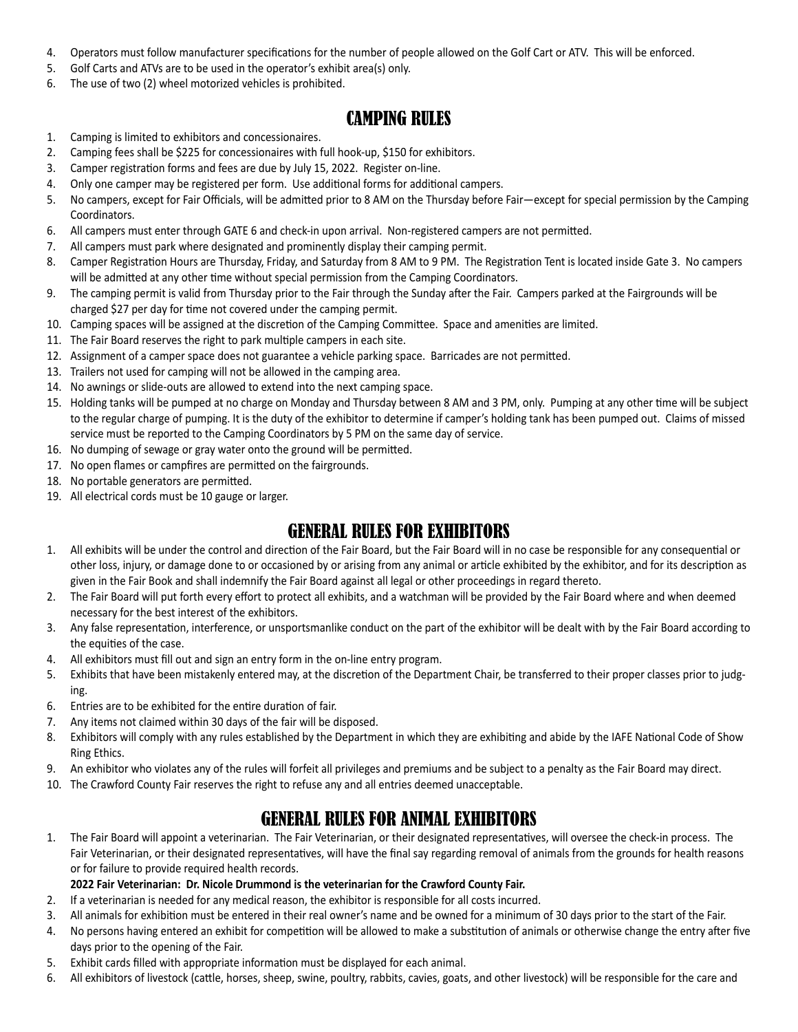4. Operators must follow manufacturer specifications for the number of people allowed on the Golf Cart or ATV. This will be enforced.
5. Golf Carts and ATVs are to be used in the operator's exhibit area(s) only.
6. The use of two (2) wheel motorized vehicles is prohibited.

## CAMPING RULES

1. Camping is limited to exhibitors and concessionaires.
2. Camping fees shall be $225 for concessionaires with full hook-up, $150 for exhibitors.
3. Camper registration forms and fees are due by July 15, 2022. Register on-line.
4. Only one camper may be registered per form. Use additional forms for additional campers.
5. No campers, except for Fair Officials, will be admitted prior to 8 AM on the Thursday before Fair—except for special permission by the Camping Coordinators.
6. All campers must enter through GATE 6 and check-in upon arrival. Non-registered campers are not permitted.
7. All campers must park where designated and prominently display their camping permit.
8. Camper Registration Hours are Thursday, Friday, and Saturday from 8 AM to 9 PM. The Registration Tent is located inside Gate 3. No campers will be admitted at any other time without special permission from the Camping Coordinators.
9. The camping permit is valid from Thursday prior to the Fair through the Sunday after the Fair. Campers parked at the Fairgrounds will be charged $27 per day for time not covered under the camping permit.
10. Camping spaces will be assigned at the discretion of the Camping Committee. Space and amenities are limited.
11. The Fair Board reserves the right to park multiple campers in each site.
12. Assignment of a camper space does not guarantee a vehicle parking space. Barricades are not permitted.
13. Trailers not used for camping will not be allowed in the camping area.
14. No awnings or slide-outs are allowed to extend into the next camping space.
15. Holding tanks will be pumped at no charge on Monday and Thursday between 8 AM and 3 PM, only. Pumping at any other time will be subject to the regular charge of pumping. It is the duty of the exhibitor to determine if camper's holding tank has been pumped out. Claims of missed service must be reported to the Camping Coordinators by 5 PM on the same day of service.
16. No dumping of sewage or gray water onto the ground will be permitted.
17. No open flames or campfires are permitted on the fairgrounds.
18. No portable generators are permitted.
19. All electrical cords must be 10 gauge or larger.

## GENERAL RULES FOR EXHIBITORS

1. All exhibits will be under the control and direction of the Fair Board, but the Fair Board will in no case be responsible for any consequential or other loss, injury, or damage done to or occasioned by or arising from any animal or article exhibited by the exhibitor, and for its description as given in the Fair Book and shall indemnify the Fair Board against all legal or other proceedings in regard thereto.
2. The Fair Board will put forth every effort to protect all exhibits, and a watchman will be provided by the Fair Board where and when deemed necessary for the best interest of the exhibitors.
3. Any false representation, interference, or unsportsmanlike conduct on the part of the exhibitor will be dealt with by the Fair Board according to the equities of the case.
4. All exhibitors must fill out and sign an entry form in the on-line entry program.
5. Exhibits that have been mistakenly entered may, at the discretion of the Department Chair, be transferred to their proper classes prior to judging.
6. Entries are to be exhibited for the entire duration of fair.
7. Any items not claimed within 30 days of the fair will be disposed.
8. Exhibitors will comply with any rules established by the Department in which they are exhibiting and abide by the IAFE National Code of Show Ring Ethics.
9. An exhibitor who violates any of the rules will forfeit all privileges and premiums and be subject to a penalty as the Fair Board may direct.
10. The Crawford County Fair reserves the right to refuse any and all entries deemed unacceptable.

## GENERAL RULES FOR ANIMAL EXHIBITORS

1. The Fair Board will appoint a veterinarian. The Fair Veterinarian, or their designated representatives, will oversee the check-in process. The Fair Veterinarian, or their designated representatives, will have the final say regarding removal of animals from the grounds for health reasons or for failure to provide required health records.

   **2022 Fair Veterinarian: Dr. Nicole Drummond is the veterinarian for the Crawford County Fair.**
2. If a veterinarian is needed for any medical reason, the exhibitor is responsible for all costs incurred.
3. All animals for exhibition must be entered in their real owner's name and be owned for a minimum of 30 days prior to the start of the Fair.
4. No persons having entered an exhibit for competition will be allowed to make a substitution of animals or otherwise change the entry after five days prior to the opening of the Fair.
5. Exhibit cards filled with appropriate information must be displayed for each animal.
6. All exhibitors of livestock (cattle, horses, sheep, swine, poultry, rabbits, cavies, goats, and other livestock) will be responsible for the care and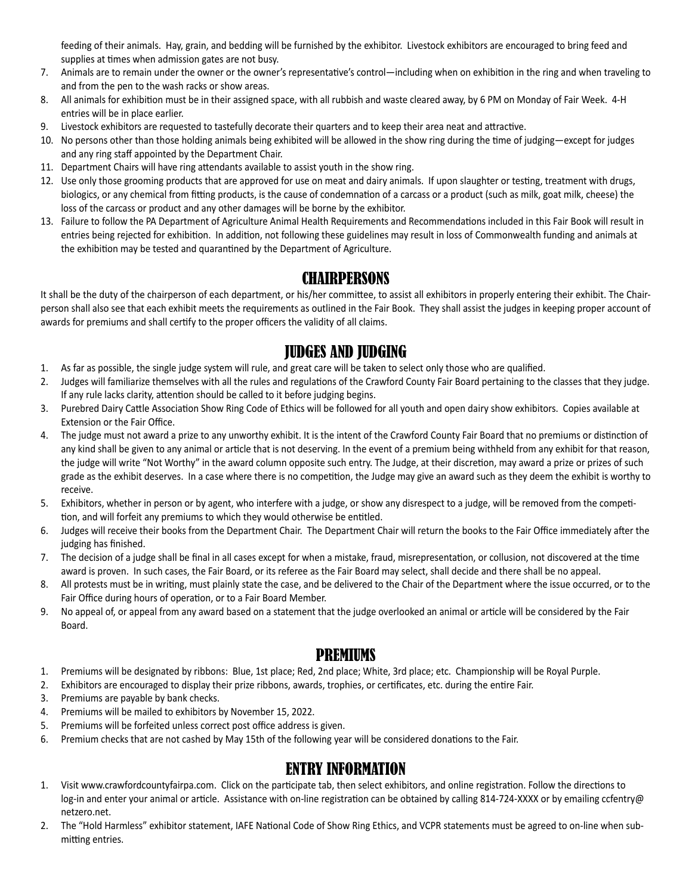feeding of their animals. Hay, grain, and bedding will be furnished by the exhibitor. Livestock exhibitors are encouraged to bring feed and supplies at times when admission gates are not busy.

7. Animals are to remain under the owner or the owner's representative's control—including when on exhibition in the ring and when traveling to and from the pen to the wash racks or show areas.
8. All animals for exhibition must be in their assigned space, with all rubbish and waste cleared away, by 6 PM on Monday of Fair Week. 4-H entries will be in place earlier.
9. Livestock exhibitors are requested to tastefully decorate their quarters and to keep their area neat and attractive.
10. No persons other than those holding animals being exhibited will be allowed in the show ring during the time of judging—except for judges and any ring staff appointed by the Department Chair.
11. Department Chairs will have ring attendants available to assist youth in the show ring.
12. Use only those grooming products that are approved for use on meat and dairy animals. If upon slaughter or testing, treatment with drugs, biologics, or any chemical from fitting products, is the cause of condemnation of a carcass or a product (such as milk, goat milk, cheese) the loss of the carcass or product and any other damages will be borne by the exhibitor.
13. Failure to follow the PA Department of Agriculture Animal Health Requirements and Recommendations included in this Fair Book will result in entries being rejected for exhibition. In addition, not following these guidelines may result in loss of Commonwealth funding and animals at the exhibition may be tested and quarantined by the Department of Agriculture.

## CHAIRPERSONS

It shall be the duty of the chairperson of each department, or his/her committee, to assist all exhibitors in properly entering their exhibit. The Chairperson shall also see that each exhibit meets the requirements as outlined in the Fair Book. They shall assist the judges in keeping proper account of awards for premiums and shall certify to the proper officers the validity of all claims.

## JUDGES AND JUDGING

1. As far as possible, the single judge system will rule, and great care will be taken to select only those who are qualified.
2. Judges will familiarize themselves with all the rules and regulations of the Crawford County Fair Board pertaining to the classes that they judge. If any rule lacks clarity, attention should be called to it before judging begins.
3. Purebred Dairy Cattle Association Show Ring Code of Ethics will be followed for all youth and open dairy show exhibitors. Copies available at Extension or the Fair Office.
4. The judge must not award a prize to any unworthy exhibit. It is the intent of the Crawford County Fair Board that no premiums or distinction of any kind shall be given to any animal or article that is not deserving. In the event of a premium being withheld from any exhibit for that reason, the judge will write "Not Worthy" in the award column opposite such entry. The Judge, at their discretion, may award a prize or prizes of such grade as the exhibit deserves. In a case where there is no competition, the Judge may give an award such as they deem the exhibit is worthy to receive.
5. Exhibitors, whether in person or by agent, who interfere with a judge, or show any disrespect to a judge, will be removed from the competition, and will forfeit any premiums to which they would otherwise be entitled.
6. Judges will receive their books from the Department Chair. The Department Chair will return the books to the Fair Office immediately after the judging has finished.
7. The decision of a judge shall be final in all cases except for when a mistake, fraud, misrepresentation, or collusion, not discovered at the time award is proven. In such cases, the Fair Board, or its referee as the Fair Board may select, shall decide and there shall be no appeal.
8. All protests must be in writing, must plainly state the case, and be delivered to the Chair of the Department where the issue occurred, or to the Fair Office during hours of operation, or to a Fair Board Member.
9. No appeal of, or appeal from any award based on a statement that the judge overlooked an animal or article will be considered by the Fair Board.

## PREMIUMS

1. Premiums will be designated by ribbons: Blue, 1st place; Red, 2nd place; White, 3rd place; etc. Championship will be Royal Purple.
2. Exhibitors are encouraged to display their prize ribbons, awards, trophies, or certificates, etc. during the entire Fair.
3. Premiums are payable by bank checks.
4. Premiums will be mailed to exhibitors by November 15, 2022.
5. Premiums will be forfeited unless correct post office address is given.
6. Premium checks that are not cashed by May 15th of the following year will be considered donations to the Fair.

## ENTRY INFORMATION

1. Visit www.crawfordcountyfairpa.com. Click on the participate tab, then select exhibitors, and online registration. Follow the directions to log-in and enter your animal or article. Assistance with on-line registration can be obtained by calling 814-724-XXXX or by emailing ccfentry@netzero.net.
2. The "Hold Harmless" exhibitor statement, IAFE National Code of Show Ring Ethics, and VCPR statements must be agreed to on-line when submitting entries.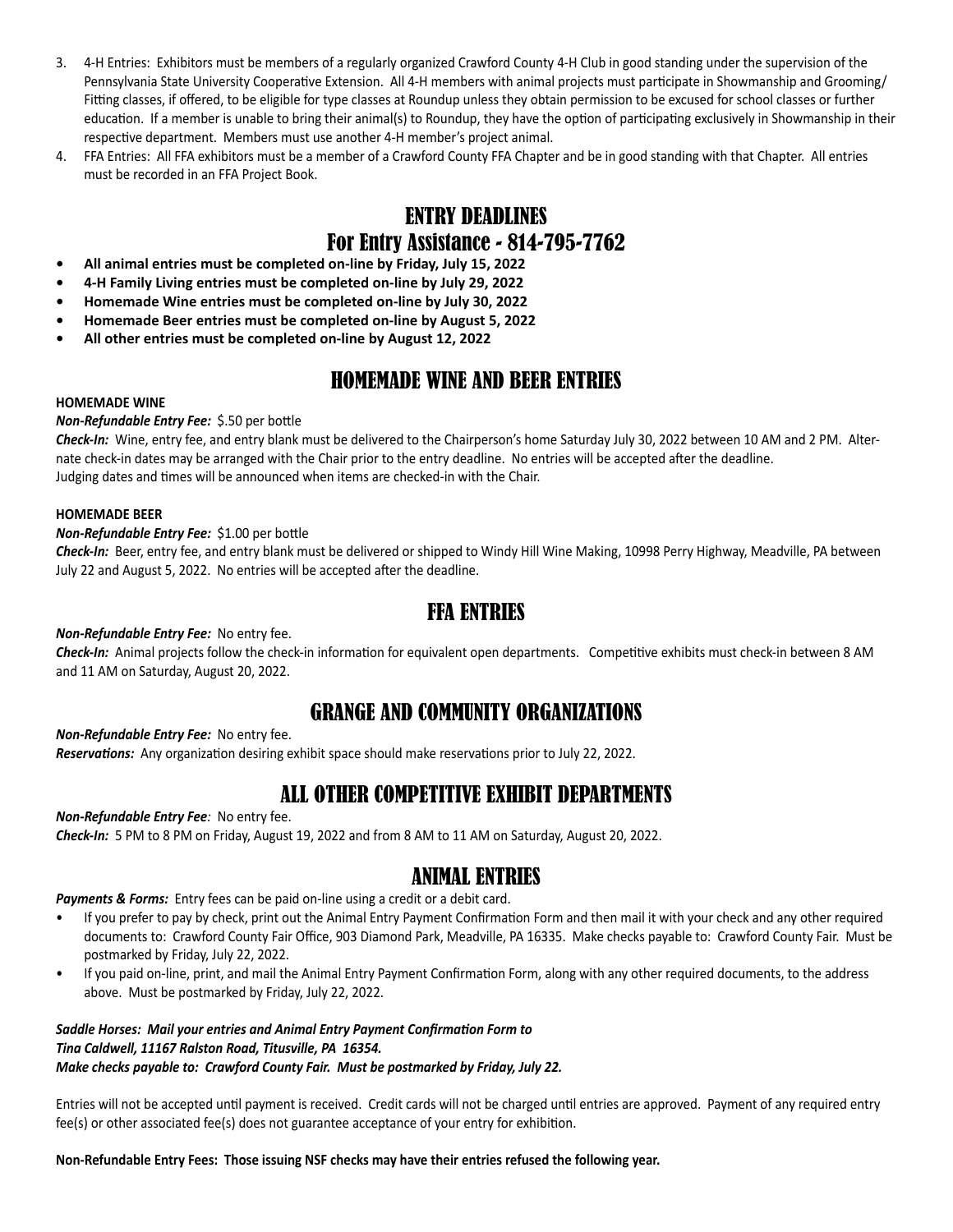3. 4-H Entries: Exhibitors must be members of a regularly organized Crawford County 4-H Club in good standing under the supervision of the Pennsylvania State University Cooperative Extension. All 4-H members with animal projects must participate in Showmanship and Grooming/ Fitting classes, if offered, to be eligible for type classes at Roundup unless they obtain permission to be excused for school classes or further education. If a member is unable to bring their animal(s) to Roundup, they have the option of participating exclusively in Showmanship in their respective department. Members must use another 4-H member's project animal.
4. FFA Entries: All FFA exhibitors must be a member of a Crawford County FFA Chapter and be in good standing with that Chapter. All entries must be recorded in an FFA Project Book.

## ENTRY DEADLINES
## For Entry Assistance - 814-795-7762

- **All animal entries must be completed on-line by Friday, July 15, 2022**
- **4-H Family Living entries must be completed on-line by July 29, 2022**
- **Homemade Wine entries must be completed on-line by July 30, 2022**
- **Homemade Beer entries must be completed on-line by August 5, 2022**
- **All other entries must be completed on-line by August 12, 2022**

## HOMEMADE WINE AND BEER ENTRIES

**HOMEMADE WINE**

***Non-Refundable Entry Fee:*** $.50 per bottle

***Check-In:*** Wine, entry fee, and entry blank must be delivered to the Chairperson's home Saturday July 30, 2022 between 10 AM and 2 PM. Alternate check-in dates may be arranged with the Chair prior to the entry deadline. No entries will be accepted after the deadline.
Judging dates and times will be announced when items are checked-in with the Chair.

**HOMEMADE BEER**

***Non-Refundable Entry Fee:*** $1.00 per bottle

***Check-In:*** Beer, entry fee, and entry blank must be delivered or shipped to Windy Hill Wine Making, 10998 Perry Highway, Meadville, PA between July 22 and August 5, 2022. No entries will be accepted after the deadline.

## FFA ENTRIES

***Non-Refundable Entry Fee:*** No entry fee.

***Check-In:*** Animal projects follow the check-in information for equivalent open departments. Competitive exhibits must check-in between 8 AM and 11 AM on Saturday, August 20, 2022.

## GRANGE AND COMMUNITY ORGANIZATIONS

***Non-Refundable Entry Fee:*** No entry fee.

***Reservations:*** Any organization desiring exhibit space should make reservations prior to July 22, 2022.

## ALL OTHER COMPETITIVE EXHIBIT DEPARTMENTS

***Non-Refundable Entry Fee:*** No entry fee.

***Check-In:*** 5 PM to 8 PM on Friday, August 19, 2022 and from 8 AM to 11 AM on Saturday, August 20, 2022.

## ANIMAL ENTRIES

***Payments & Forms:*** Entry fees can be paid on-line using a credit or a debit card.

- If you prefer to pay by check, print out the Animal Entry Payment Confirmation Form and then mail it with your check and any other required documents to: Crawford County Fair Office, 903 Diamond Park, Meadville, PA 16335. Make checks payable to: Crawford County Fair. Must be postmarked by Friday, July 22, 2022.
- If you paid on-line, print, and mail the Animal Entry Payment Confirmation Form, along with any other required documents, to the address above. Must be postmarked by Friday, July 22, 2022.

***Saddle Horses: Mail your entries and Animal Entry Payment Confirmation Form to***
***Tina Caldwell, 11167 Ralston Road, Titusville, PA 16354.***
***Make checks payable to: Crawford County Fair. Must be postmarked by Friday, July 22.***

Entries will not be accepted until payment is received. Credit cards will not be charged until entries are approved. Payment of any required entry fee(s) or other associated fee(s) does not guarantee acceptance of your entry for exhibition.

**Non-Refundable Entry Fees: Those issuing NSF checks may have their entries refused the following year.**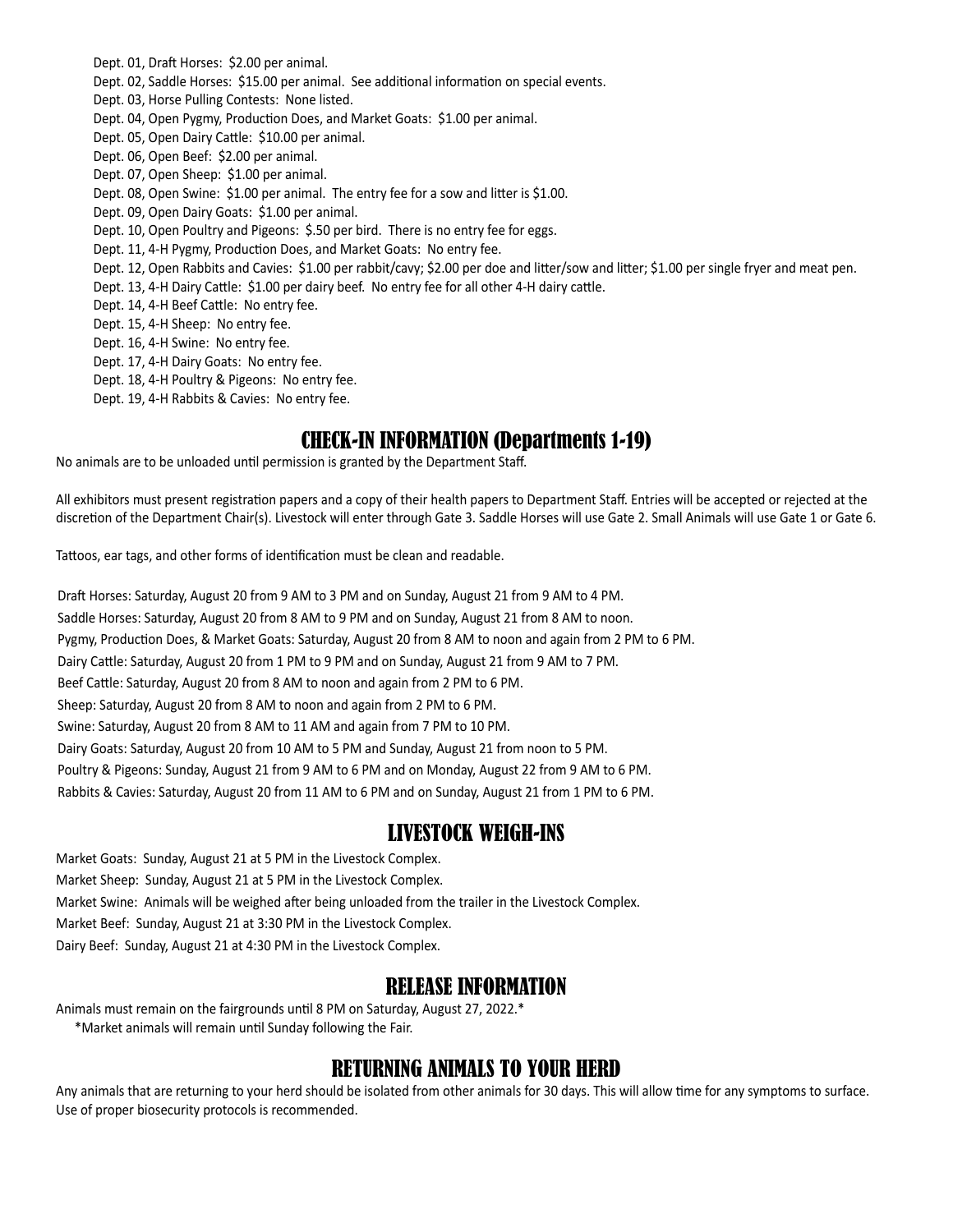Dept. 01, Draft Horses: $2.00 per animal.

Dept. 02, Saddle Horses: $15.00 per animal. See additional information on special events.

Dept. 03, Horse Pulling Contests: None listed.

Dept. 04, Open Pygmy, Production Does, and Market Goats: $1.00 per animal.

Dept. 05, Open Dairy Cattle: $10.00 per animal.

Dept. 06, Open Beef: $2.00 per animal.

Dept. 07, Open Sheep: $1.00 per animal.

Dept. 08, Open Swine: $1.00 per animal. The entry fee for a sow and litter is $1.00.

Dept. 09, Open Dairy Goats: $1.00 per animal.

Dept. 10, Open Poultry and Pigeons: $.50 per bird. There is no entry fee for eggs.

Dept. 11, 4-H Pygmy, Production Does, and Market Goats: No entry fee.

Dept. 12, Open Rabbits and Cavies: $1.00 per rabbit/cavy; $2.00 per doe and litter/sow and litter; $1.00 per single fryer and meat pen.

Dept. 13, 4-H Dairy Cattle: $1.00 per dairy beef. No entry fee for all other 4-H dairy cattle.

Dept. 14, 4-H Beef Cattle: No entry fee.

Dept. 15, 4-H Sheep: No entry fee.

Dept. 16, 4-H Swine: No entry fee.

Dept. 17, 4-H Dairy Goats: No entry fee.

Dept. 18, 4-H Poultry & Pigeons: No entry fee.

Dept. 19, 4-H Rabbits & Cavies: No entry fee.

## CHECK-IN INFORMATION (Departments 1-19)

No animals are to be unloaded until permission is granted by the Department Staff.

All exhibitors must present registration papers and a copy of their health papers to Department Staff. Entries will be accepted or rejected at the discretion of the Department Chair(s). Livestock will enter through Gate 3. Saddle Horses will use Gate 2. Small Animals will use Gate 1 or Gate 6.

Tattoos, ear tags, and other forms of identification must be clean and readable.

Draft Horses: Saturday, August 20 from 9 AM to 3 PM and on Sunday, August 21 from 9 AM to 4 PM.

Saddle Horses: Saturday, August 20 from 8 AM to 9 PM and on Sunday, August 21 from 8 AM to noon.

Pygmy, Production Does, & Market Goats: Saturday, August 20 from 8 AM to noon and again from 2 PM to 6 PM.

Dairy Cattle: Saturday, August 20 from 1 PM to 9 PM and on Sunday, August 21 from 9 AM to 7 PM.

Beef Cattle: Saturday, August 20 from 8 AM to noon and again from 2 PM to 6 PM.

Sheep: Saturday, August 20 from 8 AM to noon and again from 2 PM to 6 PM.

Swine: Saturday, August 20 from 8 AM to 11 AM and again from 7 PM to 10 PM.

Dairy Goats: Saturday, August 20 from 10 AM to 5 PM and Sunday, August 21 from noon to 5 PM.

Poultry & Pigeons: Sunday, August 21 from 9 AM to 6 PM and on Monday, August 22 from 9 AM to 6 PM.

Rabbits & Cavies: Saturday, August 20 from 11 AM to 6 PM and on Sunday, August 21 from 1 PM to 6 PM.

## LIVESTOCK WEIGH-INS

Market Goats: Sunday, August 21 at 5 PM in the Livestock Complex.

Market Sheep: Sunday, August 21 at 5 PM in the Livestock Complex.

Market Swine: Animals will be weighed after being unloaded from the trailer in the Livestock Complex.

Market Beef: Sunday, August 21 at 3:30 PM in the Livestock Complex.

Dairy Beef: Sunday, August 21 at 4:30 PM in the Livestock Complex.

## RELEASE INFORMATION

Animals must remain on the fairgrounds until 8 PM on Saturday, August 27, 2022.*

*Market animals will remain until Sunday following the Fair.

## RETURNING ANIMALS TO YOUR HERD

Any animals that are returning to your herd should be isolated from other animals for 30 days. This will allow time for any symptoms to surface. Use of proper biosecurity protocols is recommended.